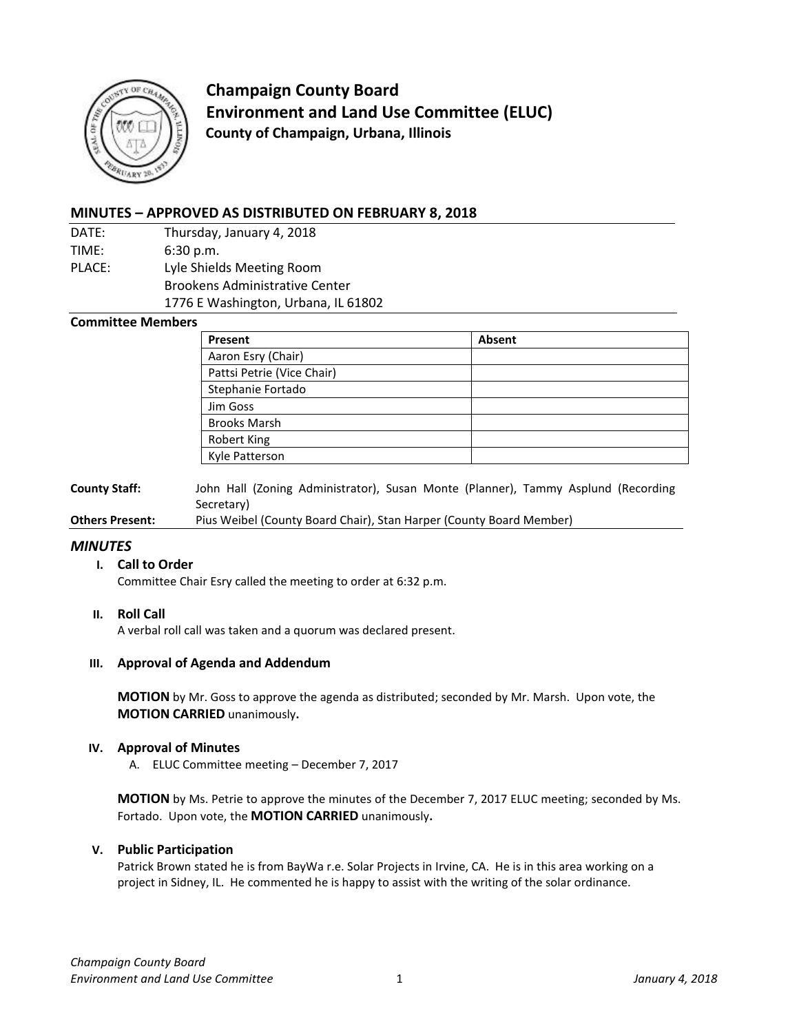# Champaign County Board
# Environment and Land Use Committee (ELUC)
**County of Champaign, Urbana, Illinois**

## MINUTES – APPROVED AS DISTRIBUTED ON FEBRUARY 8, 2018

| | |
|---|---|
| DATE: | Thursday, January 4, 2018 |
| TIME: | 6:30 p.m. |
| PLACE: | Lyle Shields Meeting Room<br>Brookens Administrative Center<br>1776 E Washington, Urbana, IL 61802 |

**Committee Members**

| Present | Absent |
|---|---|
| Aaron Esry (Chair) | |
| Pattsi Petrie (Vice Chair) | |
| Stephanie Fortado | |
| Jim Goss | |
| Brooks Marsh | |
| Robert King | |
| Kyle Patterson | |

**County Staff:** John Hall (Zoning Administrator), Susan Monte (Planner), Tammy Asplund (Recording Secretary)

**Others Present:** Pius Weibel (County Board Chair), Stan Harper (County Board Member)

## *MINUTES*

### I. Call to Order

Committee Chair Esry called the meeting to order at 6:32 p.m.

### II. Roll Call

A verbal roll call was taken and a quorum was declared present.

### III. Approval of Agenda and Addendum

**MOTION** by Mr. Goss to approve the agenda as distributed; seconded by Mr. Marsh. Upon vote, the **MOTION CARRIED** unanimously**.**

### IV. Approval of Minutes

A. ELUC Committee meeting – December 7, 2017

**MOTION** by Ms. Petrie to approve the minutes of the December 7, 2017 ELUC meeting; seconded by Ms. Fortado. Upon vote, the **MOTION CARRIED** unanimously**.**

### V. Public Participation

Patrick Brown stated he is from BayWa r.e. Solar Projects in Irvine, CA. He is in this area working on a project in Sidney, IL. He commented he is happy to assist with the writing of the solar ordinance.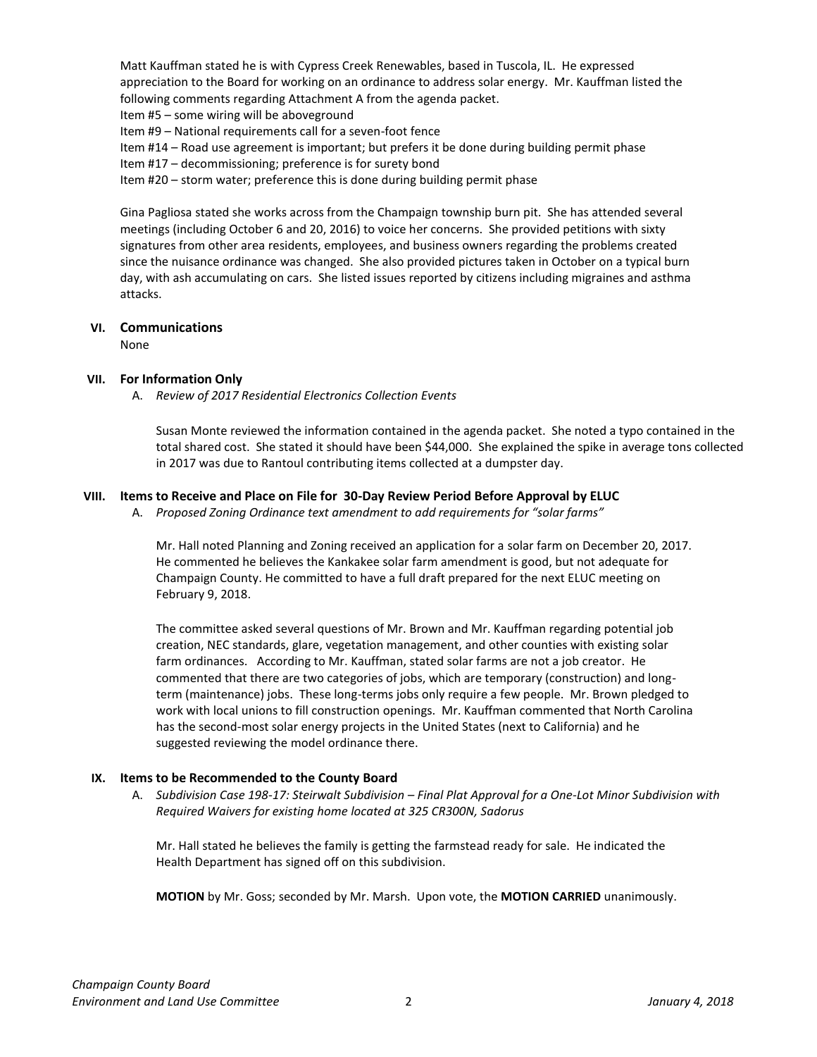Matt Kauffman stated he is with Cypress Creek Renewables, based in Tuscola, IL. He expressed appreciation to the Board for working on an ordinance to address solar energy. Mr. Kauffman listed the following comments regarding Attachment A from the agenda packet.

Item #5 – some wiring will be aboveground
Item #9 – National requirements call for a seven-foot fence
Item #14 – Road use agreement is important; but prefers it be done during building permit phase
Item #17 – decommissioning; preference is for surety bond
Item #20 – storm water; preference this is done during building permit phase

Gina Pagliosa stated she works across from the Champaign township burn pit. She has attended several meetings (including October 6 and 20, 2016) to voice her concerns. She provided petitions with sixty signatures from other area residents, employees, and business owners regarding the problems created since the nuisance ordinance was changed. She also provided pictures taken in October on a typical burn day, with ash accumulating on cars. She listed issues reported by citizens including migraines and asthma attacks.

## VI. Communications

None

## VII. For Information Only

A. *Review of 2017 Residential Electronics Collection Events*

Susan Monte reviewed the information contained in the agenda packet. She noted a typo contained in the total shared cost. She stated it should have been $44,000. She explained the spike in average tons collected in 2017 was due to Rantoul contributing items collected at a dumpster day.

## VIII. Items to Receive and Place on File for 30-Day Review Period Before Approval by ELUC

A. *Proposed Zoning Ordinance text amendment to add requirements for "solar farms"*

Mr. Hall noted Planning and Zoning received an application for a solar farm on December 20, 2017. He commented he believes the Kankakee solar farm amendment is good, but not adequate for Champaign County. He committed to have a full draft prepared for the next ELUC meeting on February 9, 2018.

The committee asked several questions of Mr. Brown and Mr. Kauffman regarding potential job creation, NEC standards, glare, vegetation management, and other counties with existing solar farm ordinances. According to Mr. Kauffman, stated solar farms are not a job creator. He commented that there are two categories of jobs, which are temporary (construction) and long-term (maintenance) jobs. These long-terms jobs only require a few people. Mr. Brown pledged to work with local unions to fill construction openings. Mr. Kauffman commented that North Carolina has the second-most solar energy projects in the United States (next to California) and he suggested reviewing the model ordinance there.

## IX. Items to be Recommended to the County Board

A. *Subdivision Case 198-17: Steirwalt Subdivision – Final Plat Approval for a One-Lot Minor Subdivision with Required Waivers for existing home located at 325 CR300N, Sadorus*

Mr. Hall stated he believes the family is getting the farmstead ready for sale. He indicated the Health Department has signed off on this subdivision.

**MOTION** by Mr. Goss; seconded by Mr. Marsh. Upon vote, the **MOTION CARRIED** unanimously.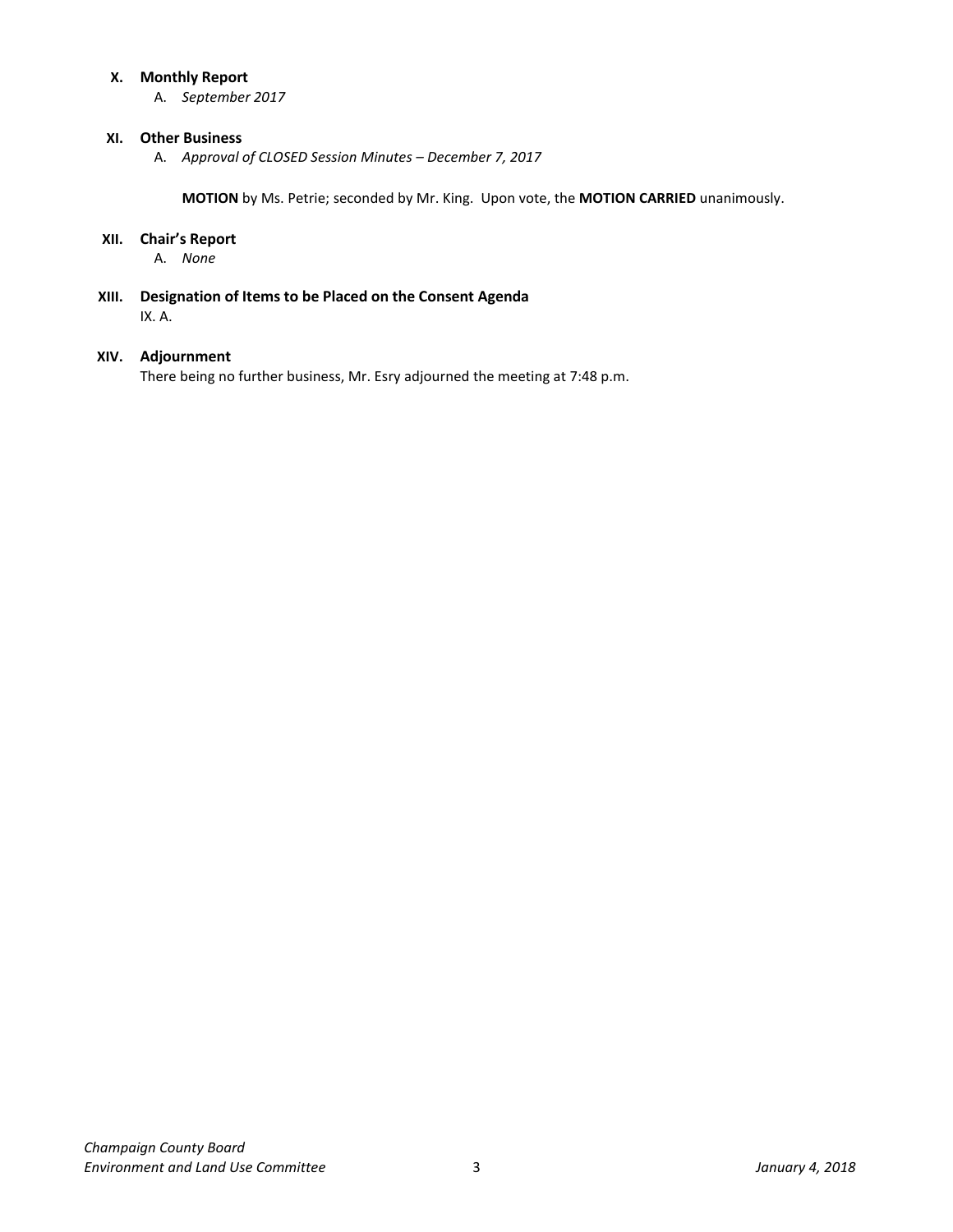**X. Monthly Report**

A. *September 2017*

**XI. Other Business**

A. *Approval of CLOSED Session Minutes – December 7, 2017*

**MOTION** by Ms. Petrie; seconded by Mr. King. Upon vote, the **MOTION CARRIED** unanimously.

**XII. Chair's Report**

A. *None*

**XIII. Designation of Items to be Placed on the Consent Agenda**

IX. A.

**XIV. Adjournment**

There being no further business, Mr. Esry adjourned the meeting at 7:48 p.m.